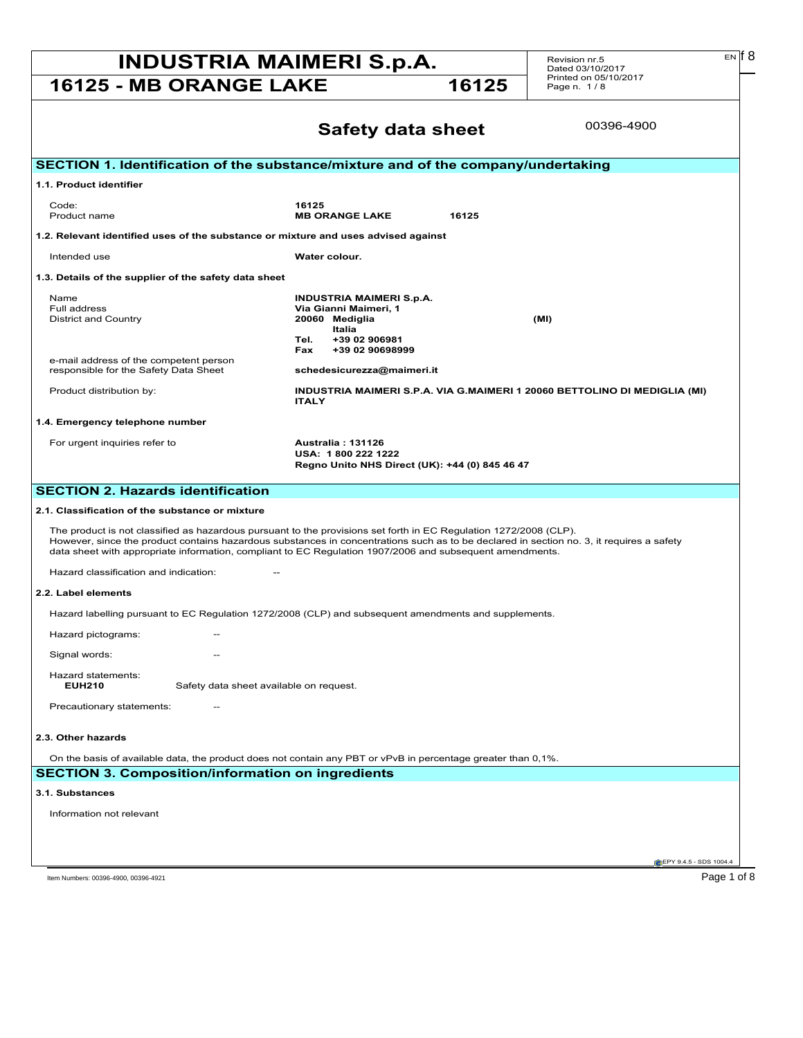# INDUSTRIA MAIMERI S.p.A.

## 16125 - MB ORANGE LAKE 16125

Revision nr.5
Dated 03/10/2017
Printed on 05/10/2017

# Safety data sheet

00396-4900

## SECTION 1. Identification of the substance/mixture and of the company/undertaking

### 1.1. Product identifier

| | |
|---|---|
| Code: | **16125** |
| Product name | **MB ORANGE LAKE 16125** |

### 1.2. Relevant identified uses of the substance or mixture and uses advised against

| | |
|---|---|
| Intended use | **Water colour.** |

### 1.3. Details of the supplier of the safety data sheet

| | |
|---|---|
| Name | **INDUSTRIA MAIMERI S.p.A.** |
| Full address | **Via Gianni Maimeri, 1** |
| District and Country | **20060 Mediglia (MI)** <br> **Italia** <br> **Tel. +39 02 906981** <br> **Fax +39 02 90698999** |
| e-mail address of the competent person responsible for the Safety Data Sheet | **schedesicurezza@maimeri.it** |
| Product distribution by: | **INDUSTRIA MAIMERI S.P.A. VIA G.MAIMERI 1 20060 BETTOLINO DI MEDIGLIA (MI) ITALY** |

### 1.4. Emergency telephone number

| | |
|---|---|
| For urgent inquiries refer to | **Australia : 131126** <br> **USA: 1 800 222 1222** <br> **Regno Unito NHS Direct (UK): +44 (0) 845 46 47** |

## SECTION 2. Hazards identification

### 2.1. Classification of the substance or mixture

The product is not classified as hazardous pursuant to the provisions set forth in EC Regulation 1272/2008 (CLP).
However, since the product contains hazardous substances in concentrations such as to be declared in section no. 3, it requires a safety data sheet with appropriate information, compliant to EC Regulation 1907/2006 and subsequent amendments.

Hazard classification and indication: --

### 2.2. Label elements

Hazard labelling pursuant to EC Regulation 1272/2008 (CLP) and subsequent amendments and supplements.

Hazard pictograms: --

Signal words: --

Hazard statements:

**EUH210** Safety data sheet available on request.

Precautionary statements: --

### 2.3. Other hazards

On the basis of available data, the product does not contain any PBT or vPvB in percentage greater than 0,1%.

## SECTION 3. Composition/information on ingredients

### 3.1. Substances

Information not relevant

Item Numbers: 00396-4900, 00396-4921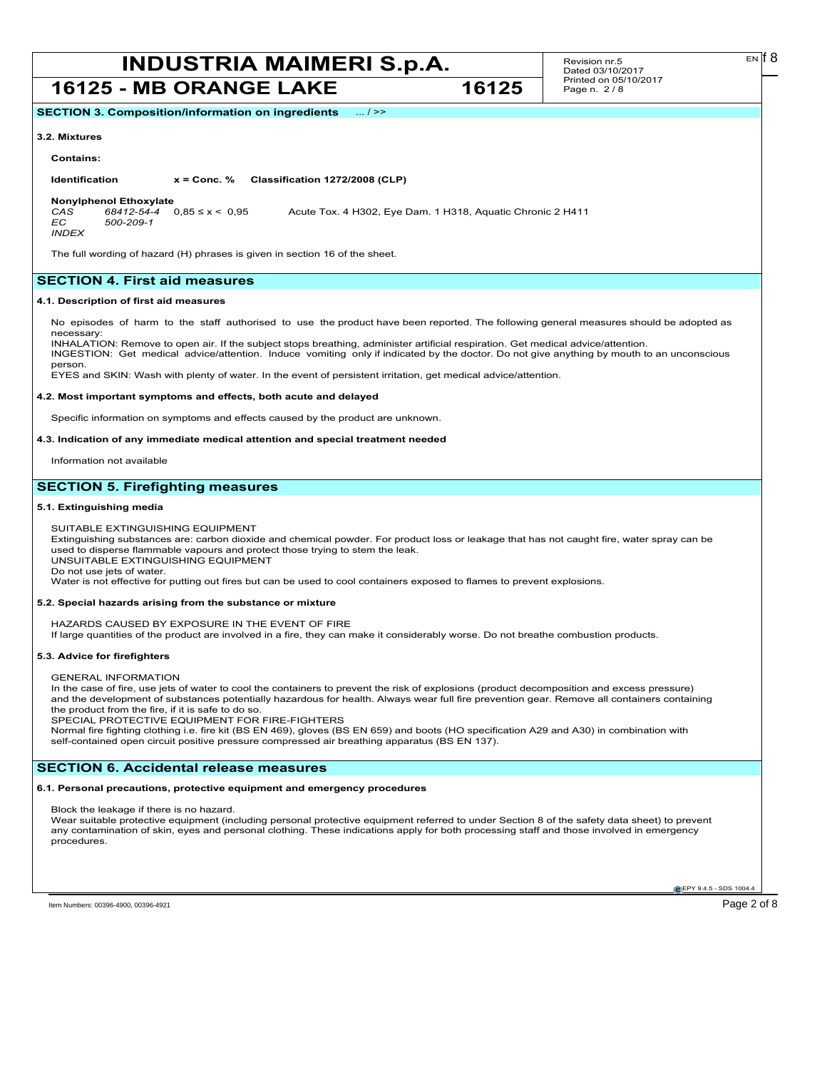## SECTION 3. Composition/information on ingredients ... / >>

### 3.2. Mixtures

**Contains:**

| Identification | x = Conc. % | Classification 1272/2008 (CLP) |
|---|---|---|
| **Nonylphenol Ethoxylate** | | |
| *CAS* *68412-54-4* | 0,85 ≤ x < 0,95 | Acute Tox. 4 H302, Eye Dam. 1 H318, Aquatic Chronic 2 H411 |
| *EC* *500-209-1* | | |
| *INDEX* | | |

The full wording of hazard (H) phrases is given in section 16 of the sheet.

## SECTION 4. First aid measures

### 4.1. Description of first aid measures

No episodes of harm to the staff authorised to use the product have been reported. The following general measures should be adopted as necessary:
INHALATION: Remove to open air. If the subject stops breathing, administer artificial respiration. Get medical advice/attention.
INGESTION: Get medical advice/attention. Induce vomiting only if indicated by the doctor. Do not give anything by mouth to an unconscious person.
EYES and SKIN: Wash with plenty of water. In the event of persistent irritation, get medical advice/attention.

### 4.2. Most important symptoms and effects, both acute and delayed

Specific information on symptoms and effects caused by the product are unknown.

### 4.3. Indication of any immediate medical attention and special treatment needed

Information not available

## SECTION 5. Firefighting measures

### 5.1. Extinguishing media

SUITABLE EXTINGUISHING EQUIPMENT
Extinguishing substances are: carbon dioxide and chemical powder. For product loss or leakage that has not caught fire, water spray can be used to disperse flammable vapours and protect those trying to stem the leak.
UNSUITABLE EXTINGUISHING EQUIPMENT
Do not use jets of water.
Water is not effective for putting out fires but can be used to cool containers exposed to flames to prevent explosions.

### 5.2. Special hazards arising from the substance or mixture

HAZARDS CAUSED BY EXPOSURE IN THE EVENT OF FIRE
If large quantities of the product are involved in a fire, they can make it considerably worse. Do not breathe combustion products.

### 5.3. Advice for firefighters

GENERAL INFORMATION
In the case of fire, use jets of water to cool the containers to prevent the risk of explosions (product decomposition and excess pressure) and the development of substances potentially hazardous for health. Always wear full fire prevention gear. Remove all containers containing the product from the fire, if it is safe to do so.
SPECIAL PROTECTIVE EQUIPMENT FOR FIRE-FIGHTERS
Normal fire fighting clothing i.e. fire kit (BS EN 469), gloves (BS EN 659) and boots (HO specification A29 and A30) in combination with self-contained open circuit positive pressure compressed air breathing apparatus (BS EN 137).

## SECTION 6. Accidental release measures

### 6.1. Personal precautions, protective equipment and emergency procedures

Block the leakage if there is no hazard.
Wear suitable protective equipment (including personal protective equipment referred to under Section 8 of the safety data sheet) to prevent any contamination of skin, eyes and personal clothing. These indications apply for both processing staff and those involved in emergency procedures.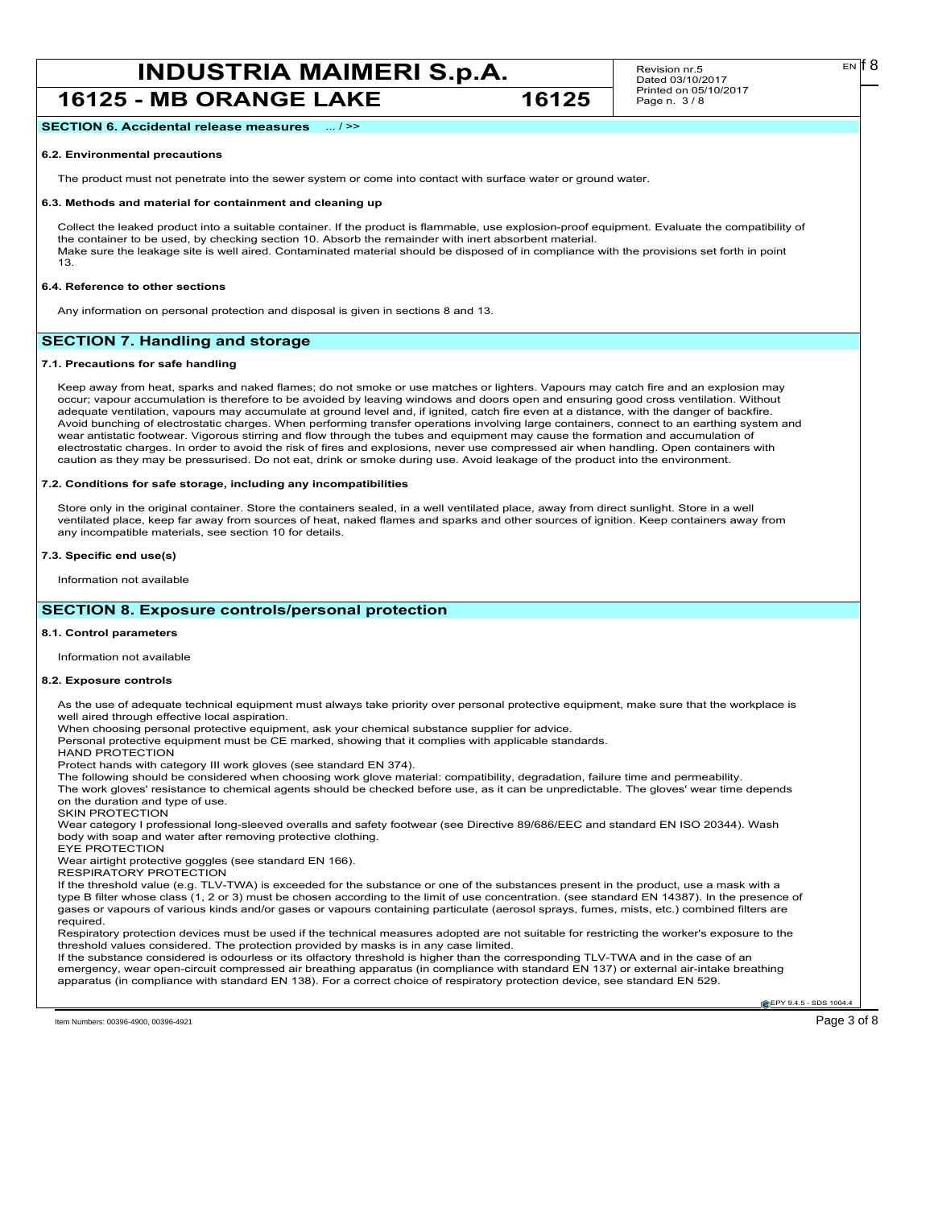## SECTION 6. Accidental release measures ... / >>

### 6.2. Environmental precautions

The product must not penetrate into the sewer system or come into contact with surface water or ground water.

### 6.3. Methods and material for containment and cleaning up

Collect the leaked product into a suitable container. If the product is flammable, use explosion-proof equipment. Evaluate the compatibility of the container to be used, by checking section 10. Absorb the remainder with inert absorbent material.
Make sure the leakage site is well aired. Contaminated material should be disposed of in compliance with the provisions set forth in point 13.

### 6.4. Reference to other sections

Any information on personal protection and disposal is given in sections 8 and 13.

## SECTION 7. Handling and storage

### 7.1. Precautions for safe handling

Keep away from heat, sparks and naked flames; do not smoke or use matches or lighters. Vapours may catch fire and an explosion may occur; vapour accumulation is therefore to be avoided by leaving windows and doors open and ensuring good cross ventilation. Without adequate ventilation, vapours may accumulate at ground level and, if ignited, catch fire even at a distance, with the danger of backfire. Avoid bunching of electrostatic charges. When performing transfer operations involving large containers, connect to an earthing system and wear antistatic footwear. Vigorous stirring and flow through the tubes and equipment may cause the formation and accumulation of electrostatic charges. In order to avoid the risk of fires and explosions, never use compressed air when handling. Open containers with caution as they may be pressurised. Do not eat, drink or smoke during use. Avoid leakage of the product into the environment.

### 7.2. Conditions for safe storage, including any incompatibilities

Store only in the original container. Store the containers sealed, in a well ventilated place, away from direct sunlight. Store in a well ventilated place, keep far away from sources of heat, naked flames and sparks and other sources of ignition. Keep containers away from any incompatible materials, see section 10 for details.

### 7.3. Specific end use(s)

Information not available

## SECTION 8. Exposure controls/personal protection

### 8.1. Control parameters

Information not available

### 8.2. Exposure controls

As the use of adequate technical equipment must always take priority over personal protective equipment, make sure that the workplace is well aired through effective local aspiration.
When choosing personal protective equipment, ask your chemical substance supplier for advice.
Personal protective equipment must be CE marked, showing that it complies with applicable standards.
HAND PROTECTION
Protect hands with category III work gloves (see standard EN 374).
The following should be considered when choosing work glove material: compatibility, degradation, failure time and permeability.
The work gloves' resistance to chemical agents should be checked before use, as it can be unpredictable. The gloves' wear time depends on the duration and type of use.
SKIN PROTECTION
Wear category I professional long-sleeved overalls and safety footwear (see Directive 89/686/EEC and standard EN ISO 20344). Wash body with soap and water after removing protective clothing.
EYE PROTECTION
Wear airtight protective goggles (see standard EN 166).
RESPIRATORY PROTECTION
If the threshold value (e.g. TLV-TWA) is exceeded for the substance or one of the substances present in the product, use a mask with a type B filter whose class (1, 2 or 3) must be chosen according to the limit of use concentration. (see standard EN 14387). In the presence of gases or vapours of various kinds and/or gases or vapours containing particulate (aerosol sprays, fumes, mists, etc.) combined filters are required.
Respiratory protection devices must be used if the technical measures adopted are not suitable for restricting the worker's exposure to the threshold values considered. The protection provided by masks is in any case limited.
If the substance considered is odourless or its olfactory threshold is higher than the corresponding TLV-TWA and in the case of an emergency, wear open-circuit compressed air breathing apparatus (in compliance with standard EN 137) or external air-intake breathing apparatus (in compliance with standard EN 138). For a correct choice of respiratory protection device, see standard EN 529.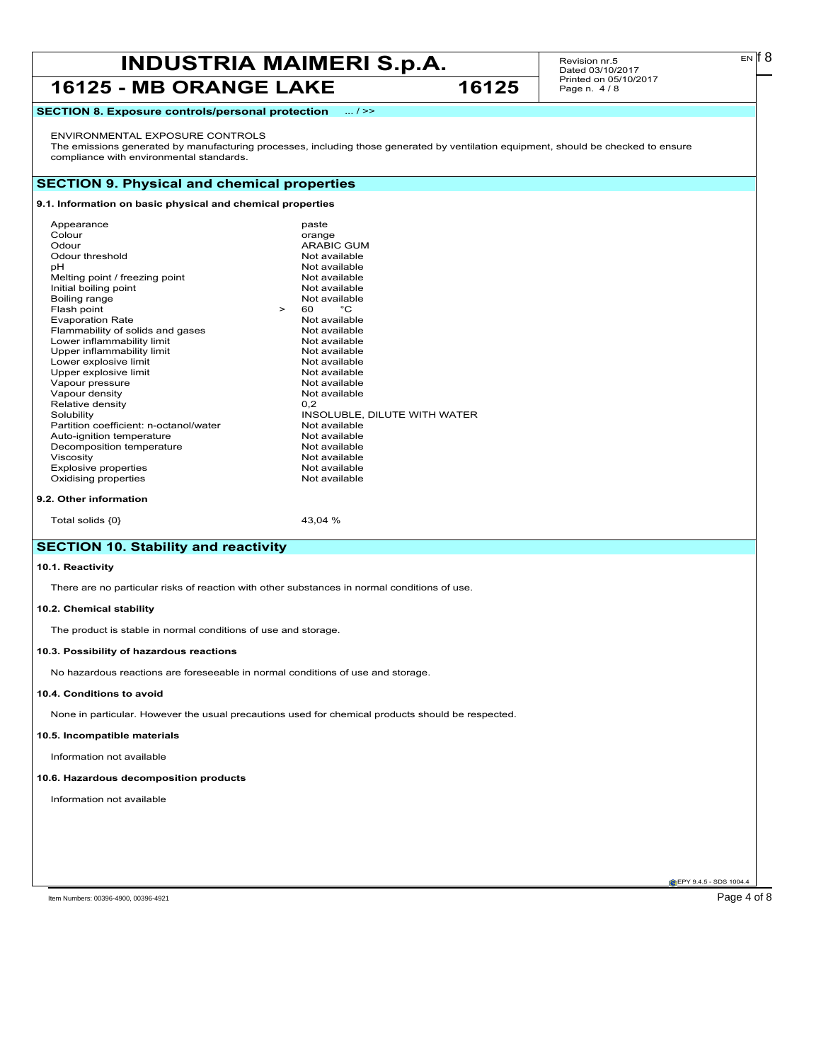## SECTION 8. Exposure controls/personal protection ... / >>

ENVIRONMENTAL EXPOSURE CONTROLS
The emissions generated by manufacturing processes, including those generated by ventilation equipment, should be checked to ensure compliance with environmental standards.

## SECTION 9. Physical and chemical properties

### 9.1. Information on basic physical and chemical properties

| Property | Value |
|---|---|
| Appearance | paste |
| Colour | orange |
| Odour | ARABIC GUM |
| Odour threshold | Not available |
| pH | Not available |
| Melting point / freezing point | Not available |
| Initial boiling point | Not available |
| Boiling range | Not available |
| Flash point | > 60 °C |
| Evaporation Rate | Not available |
| Flammability of solids and gases | Not available |
| Lower inflammability limit | Not available |
| Upper inflammability limit | Not available |
| Lower explosive limit | Not available |
| Upper explosive limit | Not available |
| Vapour pressure | Not available |
| Vapour density | Not available |
| Relative density | 0,2 |
| Solubility | INSOLUBLE, DILUTE WITH WATER |
| Partition coefficient: n-octanol/water | Not available |
| Auto-ignition temperature | Not available |
| Decomposition temperature | Not available |
| Viscosity | Not available |
| Explosive properties | Not available |
| Oxidising properties | Not available |

### 9.2. Other information

| Property | Value |
|---|---|
| Total solids {0} | 43,04 % |

## SECTION 10. Stability and reactivity

### 10.1. Reactivity

There are no particular risks of reaction with other substances in normal conditions of use.

### 10.2. Chemical stability

The product is stable in normal conditions of use and storage.

### 10.3. Possibility of hazardous reactions

No hazardous reactions are foreseeable in normal conditions of use and storage.

### 10.4. Conditions to avoid

None in particular. However the usual precautions used for chemical products should be respected.

### 10.5. Incompatible materials

Information not available

### 10.6. Hazardous decomposition products

Information not available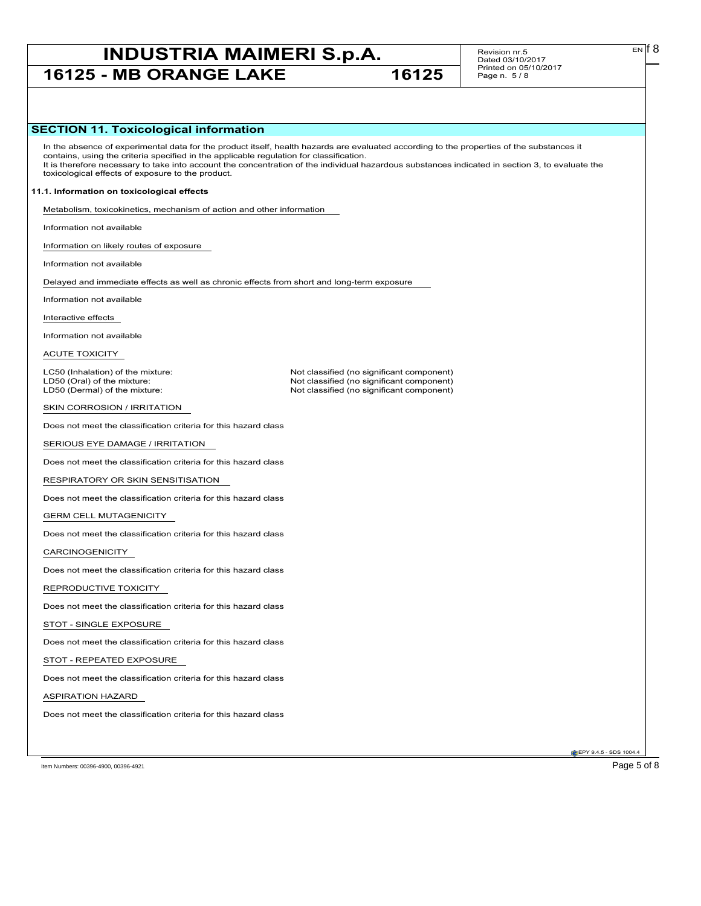## SECTION 11. Toxicological information

In the absence of experimental data for the product itself, health hazards are evaluated according to the properties of the substances it contains, using the criteria specified in the applicable regulation for classification.
It is therefore necessary to take into account the concentration of the individual hazardous substances indicated in section 3, to evaluate the toxicological effects of exposure to the product.

### 11.1. Information on toxicological effects

Metabolism, toxicokinetics, mechanism of action and other information

Information not available

Information on likely routes of exposure

Information not available

Delayed and immediate effects as well as chronic effects from short and long-term exposure

Information not available

Interactive effects

Information not available

ACUTE TOXICITY

| | |
|---|---|
| LC50 (Inhalation) of the mixture: | Not classified (no significant component) |
| LD50 (Oral) of the mixture: | Not classified (no significant component) |
| LD50 (Dermal) of the mixture: | Not classified (no significant component) |

SKIN CORROSION / IRRITATION

Does not meet the classification criteria for this hazard class

SERIOUS EYE DAMAGE / IRRITATION

Does not meet the classification criteria for this hazard class

RESPIRATORY OR SKIN SENSITISATION

Does not meet the classification criteria for this hazard class

GERM CELL MUTAGENICITY

Does not meet the classification criteria for this hazard class

CARCINOGENICITY

Does not meet the classification criteria for this hazard class

REPRODUCTIVE TOXICITY

Does not meet the classification criteria for this hazard class

STOT - SINGLE EXPOSURE

Does not meet the classification criteria for this hazard class

STOT - REPEATED EXPOSURE

Does not meet the classification criteria for this hazard class

ASPIRATION HAZARD

Does not meet the classification criteria for this hazard class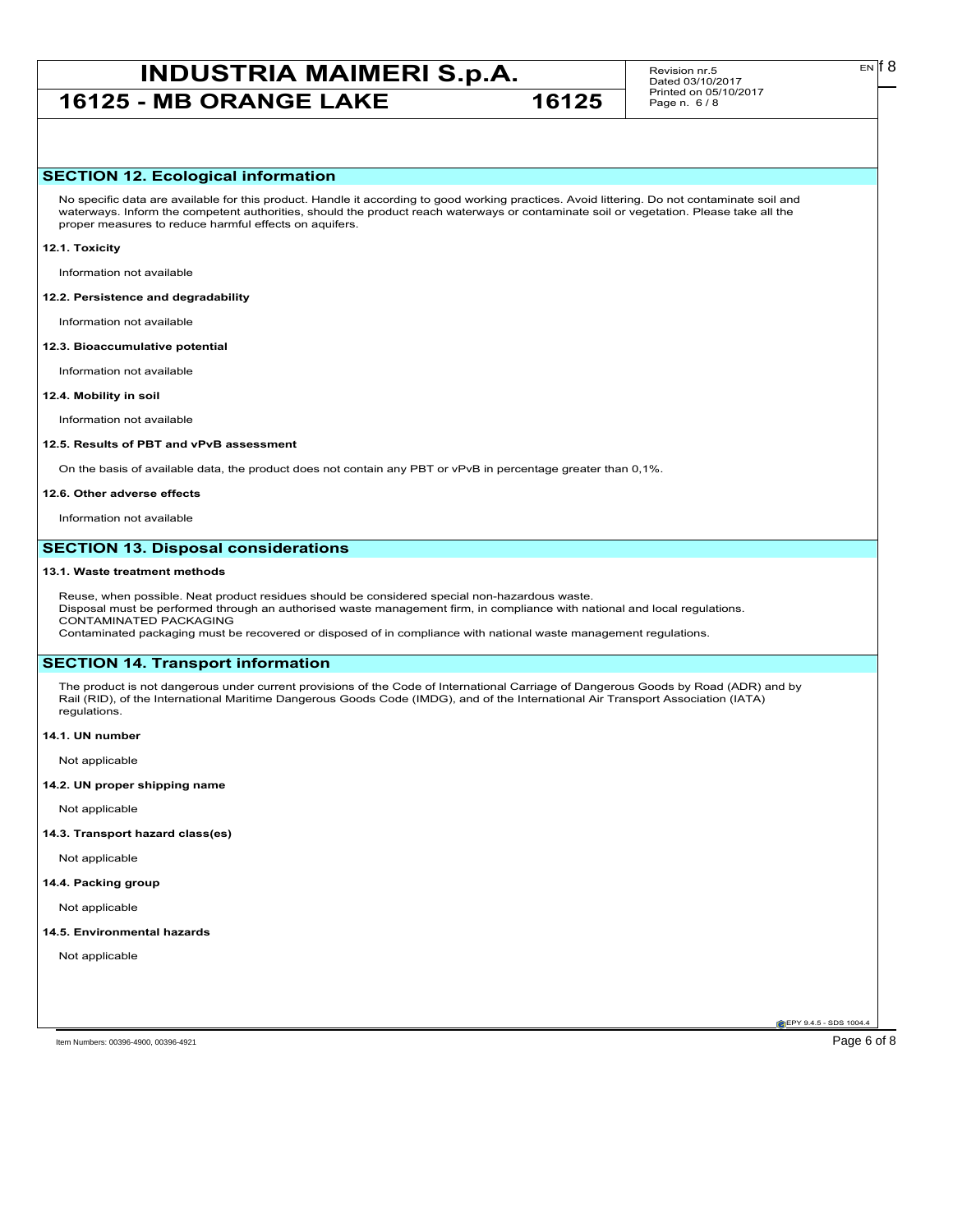## SECTION 12. Ecological information

No specific data are available for this product. Handle it according to good working practices. Avoid littering. Do not contaminate soil and waterways. Inform the competent authorities, should the product reach waterways or contaminate soil or vegetation. Please take all the proper measures to reduce harmful effects on aquifers.

### 12.1. Toxicity

Information not available

### 12.2. Persistence and degradability

Information not available

### 12.3. Bioaccumulative potential

Information not available

### 12.4. Mobility in soil

Information not available

### 12.5. Results of PBT and vPvB assessment

On the basis of available data, the product does not contain any PBT or vPvB in percentage greater than 0,1%.

### 12.6. Other adverse effects

Information not available

## SECTION 13. Disposal considerations

### 13.1. Waste treatment methods

Reuse, when possible. Neat product residues should be considered special non-hazardous waste.
Disposal must be performed through an authorised waste management firm, in compliance with national and local regulations.
CONTAMINATED PACKAGING
Contaminated packaging must be recovered or disposed of in compliance with national waste management regulations.

## SECTION 14. Transport information

The product is not dangerous under current provisions of the Code of International Carriage of Dangerous Goods by Road (ADR) and by Rail (RID), of the International Maritime Dangerous Goods Code (IMDG), and of the International Air Transport Association (IATA) regulations.

### 14.1. UN number

Not applicable

### 14.2. UN proper shipping name

Not applicable

### 14.3. Transport hazard class(es)

Not applicable

### 14.4. Packing group

Not applicable

### 14.5. Environmental hazards

Not applicable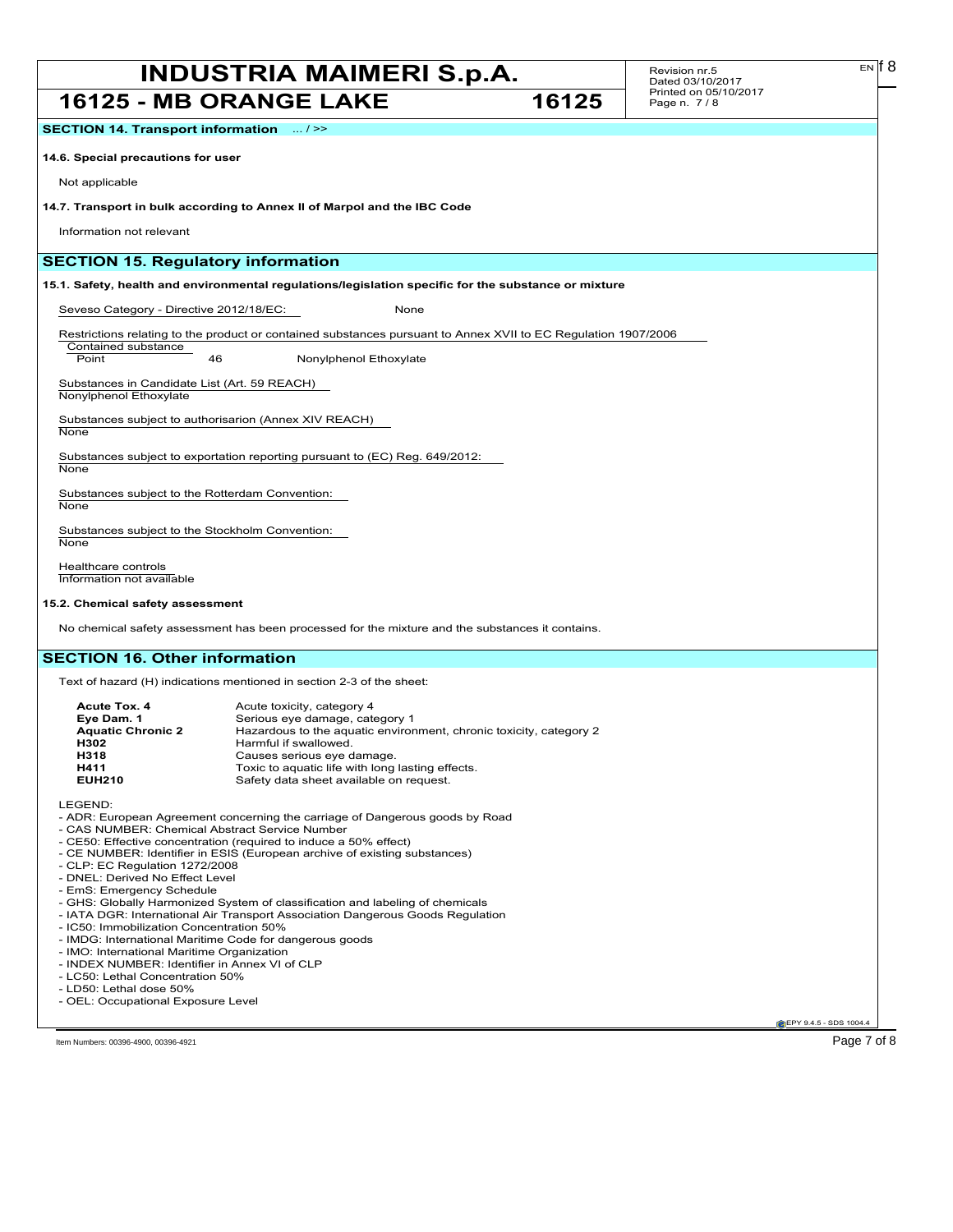## SECTION 14. Transport information ... / >>

**14.6. Special precautions for user**

Not applicable

**14.7. Transport in bulk according to Annex II of Marpol and the IBC Code**

Information not relevant

## SECTION 15. Regulatory information

**15.1. Safety, health and environmental regulations/legislation specific for the substance or mixture**

Seveso Category - Directive 2012/18/EC: None

Restrictions relating to the product or contained substances pursuant to Annex XVII to EC Regulation 1907/2006

Contained substance

Point 46 Nonylphenol Ethoxylate

Substances in Candidate List (Art. 59 REACH)

Nonylphenol Ethoxylate

Substances subject to authorisarion (Annex XIV REACH)

None

Substances subject to exportation reporting pursuant to (EC) Reg. 649/2012:

None

Substances subject to the Rotterdam Convention:

None

Substances subject to the Stockholm Convention:

None

Healthcare controls

Information not available

**15.2. Chemical safety assessment**

No chemical safety assessment has been processed for the mixture and the substances it contains.

## SECTION 16. Other information

Text of hazard (H) indications mentioned in section 2-3 of the sheet:

| | |
|---|---|
| **Acute Tox. 4** | Acute toxicity, category 4 |
| **Eye Dam. 1** | Serious eye damage, category 1 |
| **Aquatic Chronic 2** | Hazardous to the aquatic environment, chronic toxicity, category 2 |
| **H302** | Harmful if swallowed. |
| **H318** | Causes serious eye damage. |
| **H411** | Toxic to aquatic life with long lasting effects. |
| **EUH210** | Safety data sheet available on request. |

LEGEND:

- ADR: European Agreement concerning the carriage of Dangerous goods by Road
- CAS NUMBER: Chemical Abstract Service Number
- CE50: Effective concentration (required to induce a 50% effect)
- CE NUMBER: Identifier in ESIS (European archive of existing substances)
- CLP: EC Regulation 1272/2008
- DNEL: Derived No Effect Level
- EmS: Emergency Schedule
- GHS: Globally Harmonized System of classification and labeling of chemicals
- IATA DGR: International Air Transport Association Dangerous Goods Regulation
- IC50: Immobilization Concentration 50%
- IMDG: International Maritime Code for dangerous goods
- IMO: International Maritime Organization
- INDEX NUMBER: Identifier in Annex VI of CLP
- LC50: Lethal Concentration 50%
- LD50: Lethal dose 50%
- OEL: Occupational Exposure Level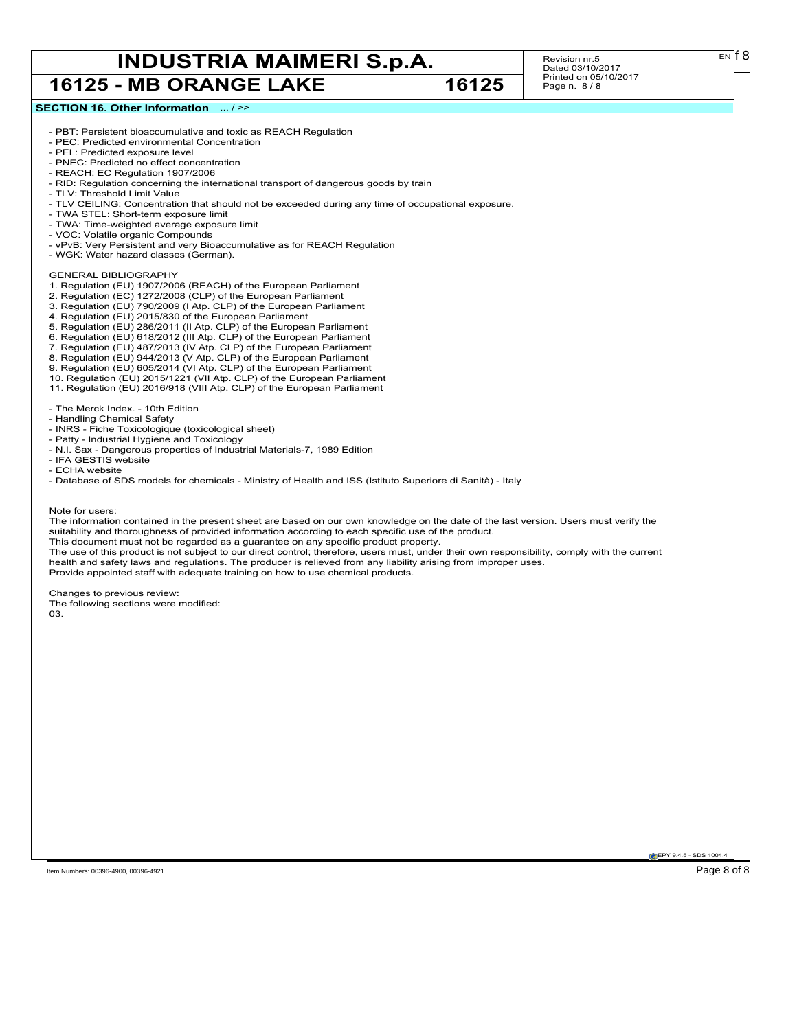## SECTION 16. Other information ... / >>

- PBT: Persistent bioaccumulative and toxic as REACH Regulation
- PEC: Predicted environmental Concentration
- PEL: Predicted exposure level
- PNEC: Predicted no effect concentration
- REACH: EC Regulation 1907/2006
- RID: Regulation concerning the international transport of dangerous goods by train
- TLV: Threshold Limit Value
- TLV CEILING: Concentration that should not be exceeded during any time of occupational exposure.
- TWA STEL: Short-term exposure limit
- TWA: Time-weighted average exposure limit
- VOC: Volatile organic Compounds
- vPvB: Very Persistent and very Bioaccumulative as for REACH Regulation
- WGK: Water hazard classes (German).

GENERAL BIBLIOGRAPHY

1. Regulation (EU) 1907/2006 (REACH) of the European Parliament
2. Regulation (EC) 1272/2008 (CLP) of the European Parliament
3. Regulation (EU) 790/2009 (I Atp. CLP) of the European Parliament
4. Regulation (EU) 2015/830 of the European Parliament
5. Regulation (EU) 286/2011 (II Atp. CLP) of the European Parliament
6. Regulation (EU) 618/2012 (III Atp. CLP) of the European Parliament
7. Regulation (EU) 487/2013 (IV Atp. CLP) of the European Parliament
8. Regulation (EU) 944/2013 (V Atp. CLP) of the European Parliament
9. Regulation (EU) 605/2014 (VI Atp. CLP) of the European Parliament
10. Regulation (EU) 2015/1221 (VII Atp. CLP) of the European Parliament
11. Regulation (EU) 2016/918 (VIII Atp. CLP) of the European Parliament

- The Merck Index. - 10th Edition
- Handling Chemical Safety
- INRS - Fiche Toxicologique (toxicological sheet)
- Patty - Industrial Hygiene and Toxicology
- N.I. Sax - Dangerous properties of Industrial Materials-7, 1989 Edition
- IFA GESTIS website
- ECHA website
- Database of SDS models for chemicals - Ministry of Health and ISS (Istituto Superiore di Sanità) - Italy

Note for users:

The information contained in the present sheet are based on our own knowledge on the date of the last version. Users must verify the suitability and thoroughness of provided information according to each specific use of the product.

This document must not be regarded as a guarantee on any specific product property.

The use of this product is not subject to our direct control; therefore, users must, under their own responsibility, comply with the current health and safety laws and regulations. The producer is relieved from any liability arising from improper uses.

Provide appointed staff with adequate training on how to use chemical products.

Changes to previous review:

The following sections were modified:

03.